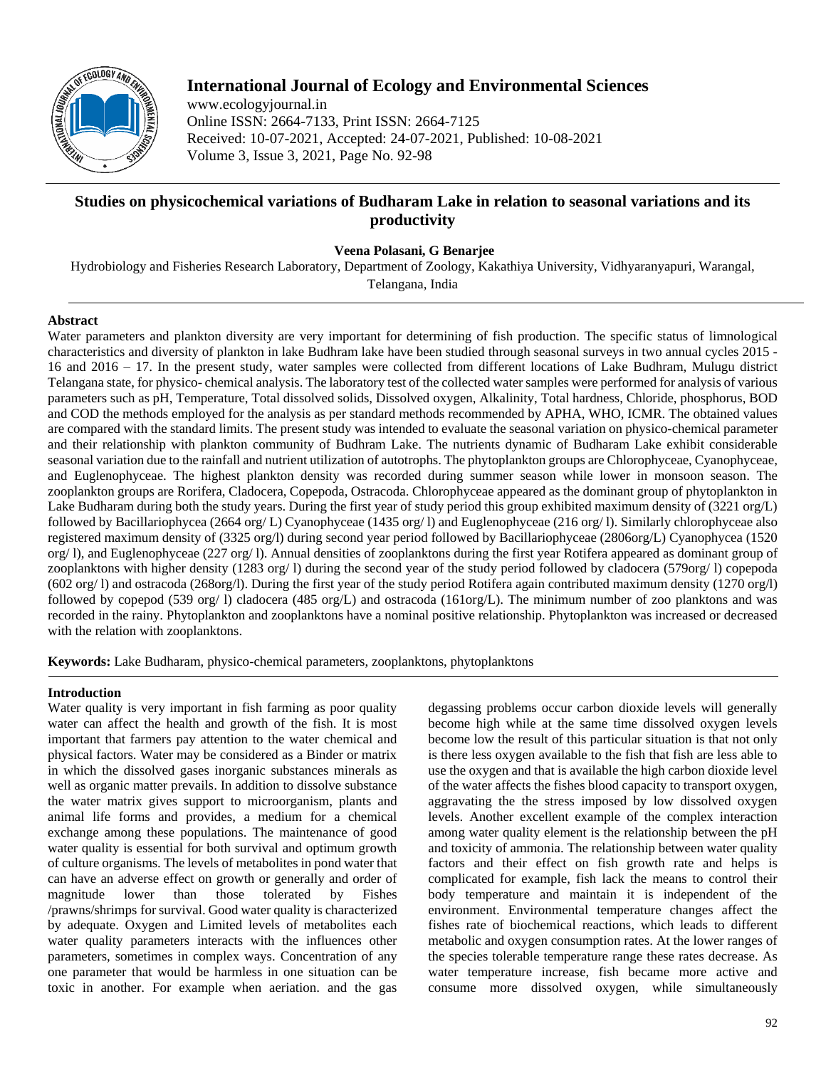# Studies on physicochemical variations of Budharam Lake in relation to seasonal variations and its productivity

**Veena Polasani, G Benarjee**

Hydrobiology and Fisheries Research Laboratory, Department of Zoology, Kakathiya University, Vidhyaranyapuri, Warangal, Telangana, India

## Abstract

Water parameters and plankton diversity are very important for determining of fish production. The specific status of limnological characteristics and diversity of plankton in lake Budhram lake have been studied through seasonal surveys in two annual cycles 2015 - 16 and 2016 – 17. In the present study, water samples were collected from different locations of Lake Budhram, Mulugu district Telangana state, for physico- chemical analysis. The laboratory test of the collected water samples were performed for analysis of various parameters such as pH, Temperature, Total dissolved solids, Dissolved oxygen, Alkalinity, Total hardness, Chloride, phosphorus, BOD and COD the methods employed for the analysis as per standard methods recommended by APHA, WHO, ICMR. The obtained values are compared with the standard limits. The present study was intended to evaluate the seasonal variation on physico-chemical parameter and their relationship with plankton community of Budhram Lake. The nutrients dynamic of Budharam Lake exhibit considerable seasonal variation due to the rainfall and nutrient utilization of autotrophs. The phytoplankton groups are Chlorophyceae, Cyanophyceae, and Euglenophyceae. The highest plankton density was recorded during summer season while lower in monsoon season. The zooplankton groups are Rorifera, Cladocera, Copepoda, Ostracoda. Chlorophyceae appeared as the dominant group of phytoplankton in Lake Budharam during both the study years. During the first year of study period this group exhibited maximum density of (3221 org/L) followed by Bacillariophycea (2664 org/ L) Cyanophyceae (1435 org/ l) and Euglenophyceae (216 org/ l). Similarly chlorophyceae also registered maximum density of (3325 org/l) during second year period followed by Bacillariophyceae (2806org/L) Cyanophycea (1520 org/ l), and Euglenophyceae (227 org/ l). Annual densities of zooplanktons during the first year Rotifera appeared as dominant group of zooplanktons with higher density (1283 org/ l) during the second year of the study period followed by cladocera (579org/ l) copepoda (602 org/ l) and ostracoda (268org/l). During the first year of the study period Rotifera again contributed maximum density (1270 org/l) followed by copepod (539 org/ l) cladocera (485 org/L) and ostracoda (161org/L). The minimum number of zoo planktons and was recorded in the rainy. Phytoplankton and zooplanktons have a nominal positive relationship. Phytoplankton was increased or decreased with the relation with zooplanktons.

**Keywords:** Lake Budharam, physico-chemical parameters, zooplanktons, phytoplanktons

## Introduction

Water quality is very important in fish farming as poor quality water can affect the health and growth of the fish. It is most important that farmers pay attention to the water chemical and physical factors. Water may be considered as a Binder or matrix in which the dissolved gases inorganic substances minerals as well as organic matter prevails. In addition to dissolve substance the water matrix gives support to microorganism, plants and animal life forms and provides, a medium for a chemical exchange among these populations. The maintenance of good water quality is essential for both survival and optimum growth of culture organisms. The levels of metabolites in pond water that can have an adverse effect on growth or generally and order of magnitude lower than those tolerated by Fishes /prawns/shrimps for survival. Good water quality is characterized by adequate. Oxygen and Limited levels of metabolites each water quality parameters interacts with the influences other parameters, sometimes in complex ways. Concentration of any one parameter that would be harmless in one situation can be toxic in another. For example when aeration. and the gas degassing problems occur carbon dioxide levels will generally become high while at the same time dissolved oxygen levels become low the result of this particular situation is that not only is there less oxygen available to the fish that fish are less able to use the oxygen and that is available the high carbon dioxide level of the water affects the fishes blood capacity to transport oxygen, aggravating the the stress imposed by low dissolved oxygen levels. Another excellent example of the complex interaction among water quality element is the relationship between the pH and toxicity of ammonia. The relationship between water quality factors and their effect on fish growth rate and helps is complicated for example, fish lack the means to control their body temperature and maintain it is independent of the environment. Environmental temperature changes affect the fishes rate of biochemical reactions, which leads to different metabolic and oxygen consumption rates. At the lower ranges of the species tolerable temperature range these rates decrease. As water temperature increase, fish became more active and consume more dissolved oxygen, while simultaneously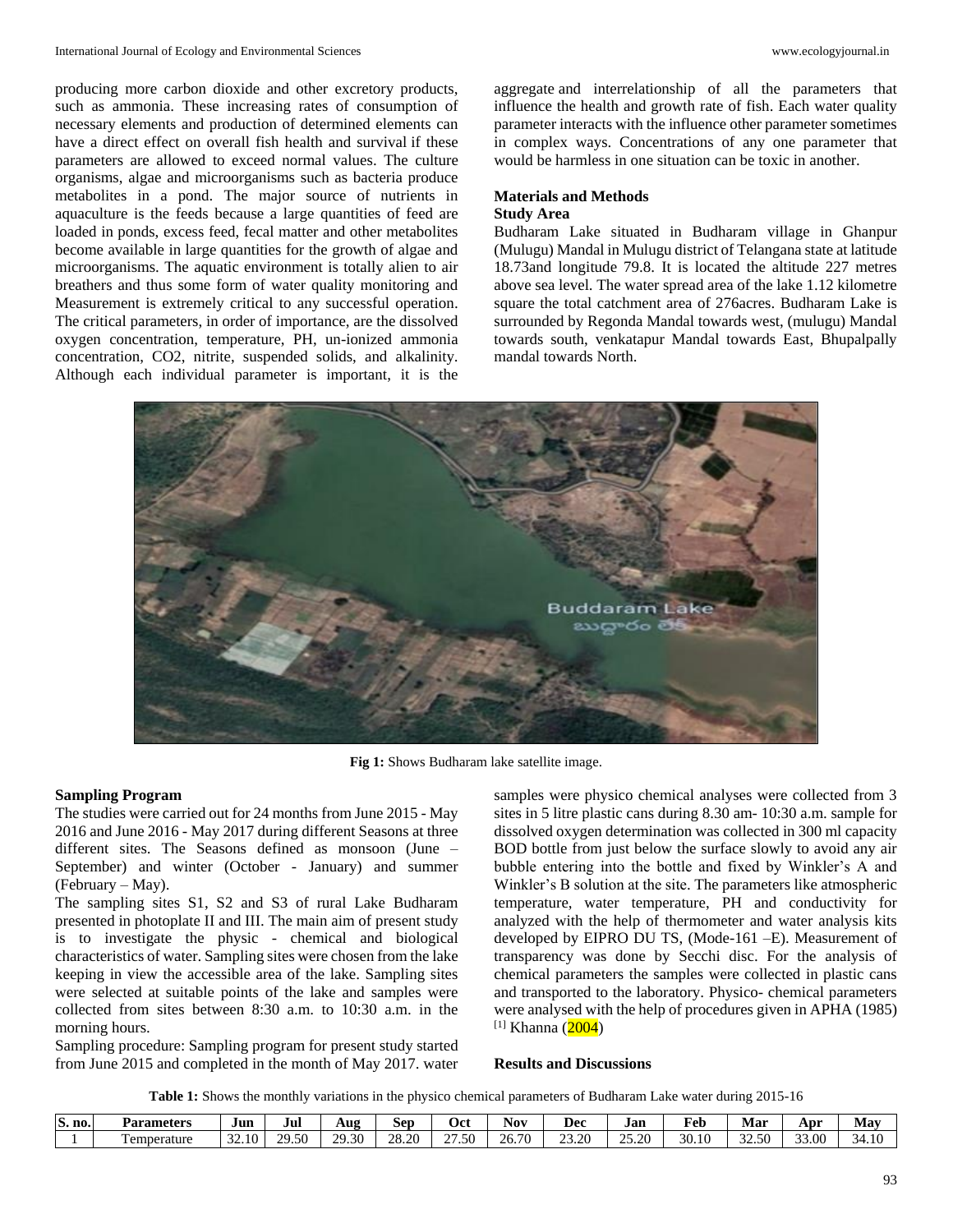producing more carbon dioxide and other excretory products, such as ammonia. These increasing rates of consumption of necessary elements and production of determined elements can have a direct effect on overall fish health and survival if these parameters are allowed to exceed normal values. The culture organisms, algae and microorganisms such as bacteria produce metabolites in a pond. The major source of nutrients in aquaculture is the feeds because a large quantities of feed are loaded in ponds, excess feed, fecal matter and other metabolites become available in large quantities for the growth of algae and microorganisms. The aquatic environment is totally alien to air breathers and thus some form of water quality monitoring and Measurement is extremely critical to any successful operation. The critical parameters, in order of importance, are the dissolved oxygen concentration, temperature, PH, un-ionized ammonia concentration, CO2, nitrite, suspended solids, and alkalinity. Although each individual parameter is important, it is the aggregate and interrelationship of all the parameters that influence the health and growth rate of fish. Each water quality parameter interacts with the influence other parameter sometimes in complex ways. Concentrations of any one parameter that would be harmless in one situation can be toxic in another.

## Materials and Methods

### Study Area

Budharam Lake situated in Budharam village in Ghanpur (Mulugu) Mandal in Mulugu district of Telangana state at latitude 18.73and longitude 79.8. It is located the altitude 227 metres above sea level. The water spread area of the lake 1.12 kilometre square the total catchment area of 276acres. Budharam Lake is surrounded by Regonda Mandal towards west, (mulugu) Mandal towards south, venkatapur Mandal towards East, Bhupalpally mandal towards North.

**Fig 1:** Shows Budharam lake satellite image.

### Sampling Program

The studies were carried out for 24 months from June 2015 - May 2016 and June 2016 - May 2017 during different Seasons at three different sites. The Seasons defined as monsoon (June – September) and winter (October - January) and summer (February – May).

The sampling sites S1, S2 and S3 of rural Lake Budharam presented in photoplate II and III. The main aim of present study is to investigate the physic - chemical and biological characteristics of water. Sampling sites were chosen from the lake keeping in view the accessible area of the lake. Sampling sites were selected at suitable points of the lake and samples were collected from sites between 8:30 a.m. to 10:30 a.m. in the morning hours.

Sampling procedure: Sampling program for present study started from June 2015 and completed in the month of May 2017. water samples were physico chemical analyses were collected from 3 sites in 5 litre plastic cans during 8.30 am- 10:30 a.m. sample for dissolved oxygen determination was collected in 300 ml capacity BOD bottle from just below the surface slowly to avoid any air bubble entering into the bottle and fixed by Winkler's A and Winkler's B solution at the site. The parameters like atmospheric temperature, water temperature, PH and conductivity for analyzed with the help of thermometer and water analysis kits developed by EIPRO DU TS, (Mode-161 –E). Measurement of transparency was done by Secchi disc. For the analysis of chemical parameters the samples were collected in plastic cans and transported to the laboratory. Physico- chemical parameters were analysed with the help of procedures given in APHA (1985) [1] Khanna (2004)

## Results and Discussions

**Table 1:** Shows the monthly variations in the physico chemical parameters of Budharam Lake water during 2015-16

| S. no. | Parameters | Jun | Jul | Aug | Sep | Oct | Nov | Dec | Jan | Feb | Mar | Apr | May |
|---|---|---|---|---|---|---|---|---|---|---|---|---|---|
| 1 | Temperature | 32.10 | 29.50 | 29.30 | 28.20 | 27.50 | 26.70 | 23.20 | 25.20 | 30.10 | 32.50 | 33.00 | 34.10 |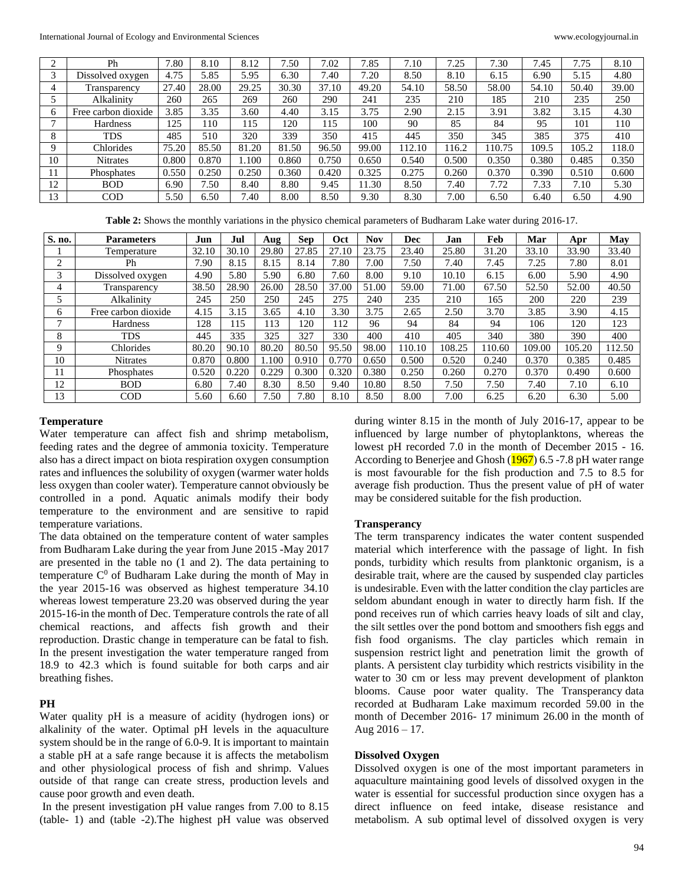| 2 | Ph | 7.80 | 8.10 | 8.12 | 7.50 | 7.02 | 7.85 | 7.10 | 7.25 | 7.30 | 7.45 | 7.75 | 8.10 |
|---|---|---|---|---|---|---|---|---|---|---|---|---|---|
| 3 | Dissolved oxygen | 4.75 | 5.85 | 5.95 | 6.30 | 7.40 | 7.20 | 8.50 | 8.10 | 6.15 | 6.90 | 5.15 | 4.80 |
| 4 | Transparency | 27.40 | 28.00 | 29.25 | 30.30 | 37.10 | 49.20 | 54.10 | 58.50 | 58.00 | 54.10 | 50.40 | 39.00 |
| 5 | Alkalinity | 260 | 265 | 269 | 260 | 290 | 241 | 235 | 210 | 185 | 210 | 235 | 250 |
| 6 | Free carbon dioxide | 3.85 | 3.35 | 3.60 | 4.40 | 3.15 | 3.75 | 2.90 | 2.15 | 3.91 | 3.82 | 3.15 | 4.30 |
| 7 | Hardness | 125 | 110 | 115 | 120 | 115 | 100 | 90 | 85 | 84 | 95 | 101 | 110 |
| 8 | TDS | 485 | 510 | 320 | 339 | 350 | 415 | 445 | 350 | 345 | 385 | 375 | 410 |
| 9 | Chlorides | 75.20 | 85.50 | 81.20 | 81.50 | 96.50 | 99.00 | 112.10 | 116.2 | 110.75 | 109.5 | 105.2 | 118.0 |
| 10 | Nitrates | 0.800 | 0.870 | 1.100 | 0.860 | 0.750 | 0.650 | 0.540 | 0.500 | 0.350 | 0.380 | 0.485 | 0.350 |
| 11 | Phosphates | 0.550 | 0.250 | 0.250 | 0.360 | 0.420 | 0.325 | 0.275 | 0.260 | 0.370 | 0.390 | 0.510 | 0.600 |
| 12 | BOD | 6.90 | 7.50 | 8.40 | 8.80 | 9.45 | 11.30 | 8.50 | 7.40 | 7.72 | 7.33 | 7.10 | 5.30 |
| 13 | COD | 5.50 | 6.50 | 7.40 | 8.00 | 8.50 | 9.30 | 8.30 | 7.00 | 6.50 | 6.40 | 6.50 | 4.90 |

**Table 2:** Shows the monthly variations in the physico chemical parameters of Budharam Lake water during 2016-17.

| S. no. | Parameters | Jun | Jul | Aug | Sep | Oct | Nov | Dec | Jan | Feb | Mar | Apr | May |
|---|---|---|---|---|---|---|---|---|---|---|---|---|---|
| 1 | Temperature | 32.10 | 30.10 | 29.80 | 27.85 | 27.10 | 23.75 | 23.40 | 25.80 | 31.20 | 33.10 | 33.90 | 33.40 |
| 2 | Ph | 7.90 | 8.15 | 8.15 | 8.14 | 7.80 | 7.00 | 7.50 | 7.40 | 7.45 | 7.25 | 7.80 | 8.01 |
| 3 | Dissolved oxygen | 4.90 | 5.80 | 5.90 | 6.80 | 7.60 | 8.00 | 9.10 | 10.10 | 6.15 | 6.00 | 5.90 | 4.90 |
| 4 | Transparency | 38.50 | 28.90 | 26.00 | 28.50 | 37.00 | 51.00 | 59.00 | 71.00 | 67.50 | 52.50 | 52.00 | 40.50 |
| 5 | Alkalinity | 245 | 250 | 250 | 245 | 275 | 240 | 235 | 210 | 165 | 200 | 220 | 239 |
| 6 | Free carbon dioxide | 4.15 | 3.15 | 3.65 | 4.10 | 3.30 | 3.75 | 2.65 | 2.50 | 3.70 | 3.85 | 3.90 | 4.15 |
| 7 | Hardness | 128 | 115 | 113 | 120 | 112 | 96 | 94 | 84 | 94 | 106 | 120 | 123 |
| 8 | TDS | 445 | 335 | 325 | 327 | 330 | 400 | 410 | 405 | 340 | 380 | 390 | 400 |
| 9 | Chlorides | 80.20 | 90.10 | 80.20 | 80.50 | 95.50 | 98.00 | 110.10 | 108.25 | 110.60 | 109.00 | 105.20 | 112.50 |
| 10 | Nitrates | 0.870 | 0.800 | 1.100 | 0.910 | 0.770 | 0.650 | 0.500 | 0.520 | 0.240 | 0.370 | 0.385 | 0.485 |
| 11 | Phosphates | 0.520 | 0.220 | 0.229 | 0.300 | 0.320 | 0.380 | 0.250 | 0.260 | 0.270 | 0.370 | 0.490 | 0.600 |
| 12 | BOD | 6.80 | 7.40 | 8.30 | 8.50 | 9.40 | 10.80 | 8.50 | 7.50 | 7.50 | 7.40 | 7.10 | 6.10 |
| 13 | COD | 5.60 | 6.60 | 7.50 | 7.80 | 8.10 | 8.50 | 8.00 | 7.00 | 6.25 | 6.20 | 6.30 | 5.00 |

### Temperature

Water temperature can affect fish and shrimp metabolism, feeding rates and the degree of ammonia toxicity. Temperature also has a direct impact on biota respiration oxygen consumption rates and influences the solubility of oxygen (warmer water holds less oxygen than cooler water). Temperature cannot obviously be controlled in a pond. Aquatic animals modify their body temperature to the environment and are sensitive to rapid temperature variations.

The data obtained on the temperature content of water samples from Budharam Lake during the year from June 2015 -May 2017 are presented in the table no (1 and 2). The data pertaining to temperature $C^0$ of Budharam Lake during the month of May in the year 2015-16 was observed as highest temperature 34.10 whereas lowest temperature 23.20 was observed during the year 2015-16-in the month of Dec. Temperature controls the rate of all chemical reactions, and affects fish growth and their reproduction. Drastic change in temperature can be fatal to fish. In the present investigation the water temperature ranged from 18.9 to 42.3 which is found suitable for both carps and air breathing fishes.

### PH

Water quality pH is a measure of acidity (hydrogen ions) or alkalinity of the water. Optimal pH levels in the aquaculture system should be in the range of 6.0-9. It is important to maintain a stable pH at a safe range because it is affects the metabolism and other physiological process of fish and shrimp. Values outside of that range can create stress, production levels and cause poor growth and even death.

In the present investigation pH value ranges from 7.00 to 8.15 (table- 1) and (table -2).The highest pH value was observed during winter 8.15 in the month of July 2016-17, appear to be influenced by large number of phytoplanktons, whereas the lowest pH recorded 7.0 in the month of December 2015 - 16. According to Benerjee and Ghosh (1967) 6.5 -7.8 pH water range is most favourable for the fish production and 7.5 to 8.5 for average fish production. Thus the present value of pH of water may be considered suitable for the fish production.

### Transparency

The term transparency indicates the water content suspended material which interference with the passage of light. In fish ponds, turbidity which results from planktonic organism, is a desirable trait, where are the caused by suspended clay particles is undesirable. Even with the latter condition the clay particles are seldom abundant enough in water to directly harm fish. If the pond receives run of which carries heavy loads of silt and clay, the silt settles over the pond bottom and smoothers fish eggs and fish food organisms. The clay particles which remain in suspension restrict light and penetration limit the growth of plants. A persistent clay turbidity which restricts visibility in the water to 30 cm or less may prevent development of plankton blooms. Cause poor water quality. The Transparency data recorded at Budharam Lake maximum recorded 59.00 in the month of December 2016- 17 minimum 26.00 in the month of Aug 2016 – 17.

### Dissolved Oxygen

Dissolved oxygen is one of the most important parameters in aquaculture maintaining good levels of dissolved oxygen in the water is essential for successful production since oxygen has a direct influence on feed intake, disease resistance and metabolism. A sub optimal level of dissolved oxygen is very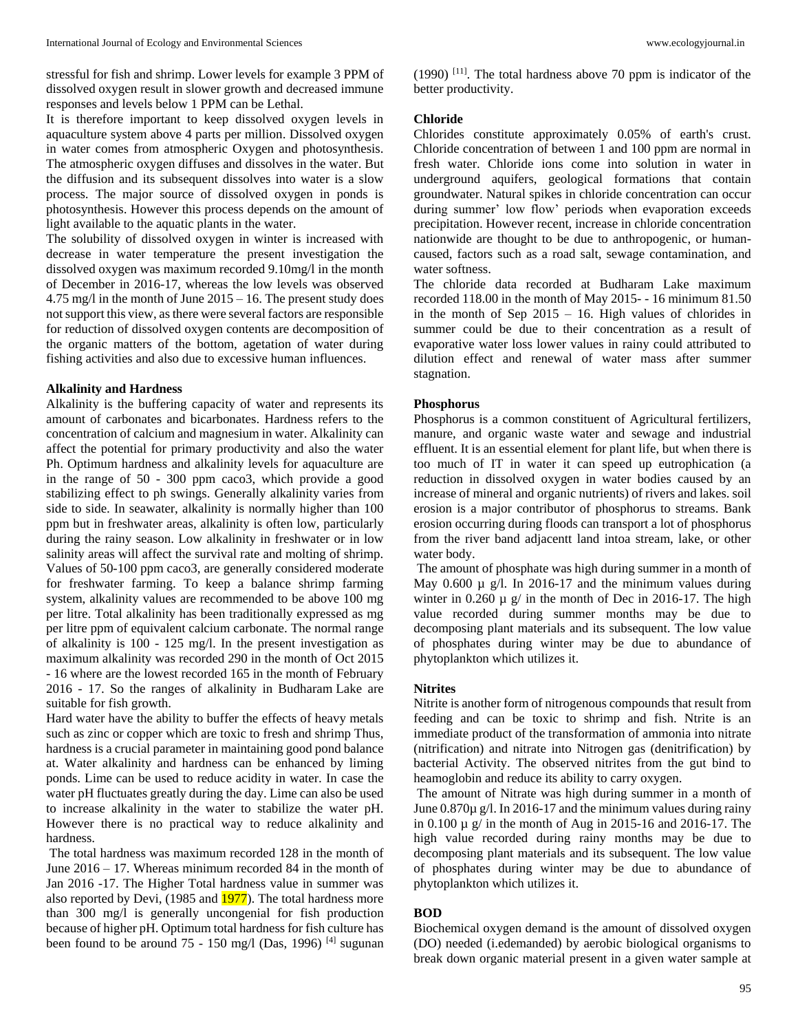stressful for fish and shrimp. Lower levels for example 3 PPM of dissolved oxygen result in slower growth and decreased immune responses and levels below 1 PPM can be Lethal.

It is therefore important to keep dissolved oxygen levels in aquaculture system above 4 parts per million. Dissolved oxygen in water comes from atmospheric Oxygen and photosynthesis. The atmospheric oxygen diffuses and dissolves in the water. But the diffusion and its subsequent dissolves into water is a slow process. The major source of dissolved oxygen in ponds is photosynthesis. However this process depends on the amount of light available to the aquatic plants in the water.

The solubility of dissolved oxygen in winter is increased with decrease in water temperature the present investigation the dissolved oxygen was maximum recorded 9.10mg/l in the month of December in 2016-17, whereas the low levels was observed 4.75 mg/l in the month of June 2015 – 16. The present study does not support this view, as there were several factors are responsible for reduction of dissolved oxygen contents are decomposition of the organic matters of the bottom, agetation of water during fishing activities and also due to excessive human influences.

**Alkalinity and Hardness**

Alkalinity is the buffering capacity of water and represents its amount of carbonates and bicarbonates. Hardness refers to the concentration of calcium and magnesium in water. Alkalinity can affect the potential for primary productivity and also the water Ph. Optimum hardness and alkalinity levels for aquaculture are in the range of 50 - 300 ppm caco3, which provide a good stabilizing effect to ph swings. Generally alkalinity varies from side to side. In seawater, alkalinity is normally higher than 100 ppm but in freshwater areas, alkalinity is often low, particularly during the rainy season. Low alkalinity in freshwater or in low salinity areas will affect the survival rate and molting of shrimp. Values of 50-100 ppm caco3, are generally considered moderate for freshwater farming. To keep a balance shrimp farming system, alkalinity values are recommended to be above 100 mg per litre. Total alkalinity has been traditionally expressed as mg per litre ppm of equivalent calcium carbonate. The normal range of alkalinity is 100 - 125 mg/l. In the present investigation as maximum alkalinity was recorded 290 in the month of Oct 2015 - 16 where are the lowest recorded 165 in the month of February 2016 - 17. So the ranges of alkalinity in Budharam Lake are suitable for fish growth.

Hard water have the ability to buffer the effects of heavy metals such as zinc or copper which are toxic to fresh and shrimp Thus, hardness is a crucial parameter in maintaining good pond balance at. Water alkalinity and hardness can be enhanced by liming ponds. Lime can be used to reduce acidity in water. In case the water pH fluctuates greatly during the day. Lime can also be used to increase alkalinity in the water to stabilize the water pH. However there is no practical way to reduce alkalinity and hardness.

The total hardness was maximum recorded 128 in the month of June 2016 – 17. Whereas minimum recorded 84 in the month of Jan 2016 -17. The Higher Total hardness value in summer was also reported by Devi, (1985 and 1977). The total hardness more than 300 mg/l is generally uncongenial for fish production because of higher pH. Optimum total hardness for fish culture has been found to be around 75 - 150 mg/l (Das, 1996) [4] sugunan (1990) [11]. The total hardness above 70 ppm is indicator of the better productivity.

**Chloride**

Chlorides constitute approximately 0.05% of earth's crust. Chloride concentration of between 1 and 100 ppm are normal in fresh water. Chloride ions come into solution in water in underground aquifers, geological formations that contain groundwater. Natural spikes in chloride concentration can occur during summer' low flow' periods when evaporation exceeds precipitation. However recent, increase in chloride concentration nationwide are thought to be due to anthropogenic, or human-caused, factors such as a road salt, sewage contamination, and water softness.

The chloride data recorded at Budharam Lake maximum recorded 118.00 in the month of May 2015- - 16 minimum 81.50 in the month of Sep 2015 – 16. High values of chlorides in summer could be due to their concentration as a result of evaporative water loss lower values in rainy could attributed to dilution effect and renewal of water mass after summer stagnation.

**Phosphorus**

Phosphorus is a common constituent of Agricultural fertilizers, manure, and organic waste water and sewage and industrial effluent. It is an essential element for plant life, but when there is too much of IT in water it can speed up eutrophication (a reduction in dissolved oxygen in water bodies caused by an increase of mineral and organic nutrients) of rivers and lakes. soil erosion is a major contributor of phosphorus to streams. Bank erosion occurring during floods can transport a lot of phosphorus from the river band adjacentt land intoa stream, lake, or other water body.

The amount of phosphate was high during summer in a month of May 0.600 µ g/l. In 2016-17 and the minimum values during winter in 0.260 µ g/ in the month of Dec in 2016-17. The high value recorded during summer months may be due to decomposing plant materials and its subsequent. The low value of phosphates during winter may be due to abundance of phytoplankton which utilizes it.

**Nitrites**

Nitrite is another form of nitrogenous compounds that result from feeding and can be toxic to shrimp and fish. Ntrite is an immediate product of the transformation of ammonia into nitrate (nitrification) and nitrate into Nitrogen gas (denitrification) by bacterial Activity. The observed nitrites from the gut bind to heamoglobin and reduce its ability to carry oxygen.

The amount of Nitrate was high during summer in a month of June 0.870µ g/l. In 2016-17 and the minimum values during rainy in 0.100 µ g/ in the month of Aug in 2015-16 and 2016-17. The high value recorded during rainy months may be due to decomposing plant materials and its subsequent. The low value of phosphates during winter may be due to abundance of phytoplankton which utilizes it.

**BOD**

Biochemical oxygen demand is the amount of dissolved oxygen (DO) needed (i.edemanded) by aerobic biological organisms to break down organic material present in a given water sample at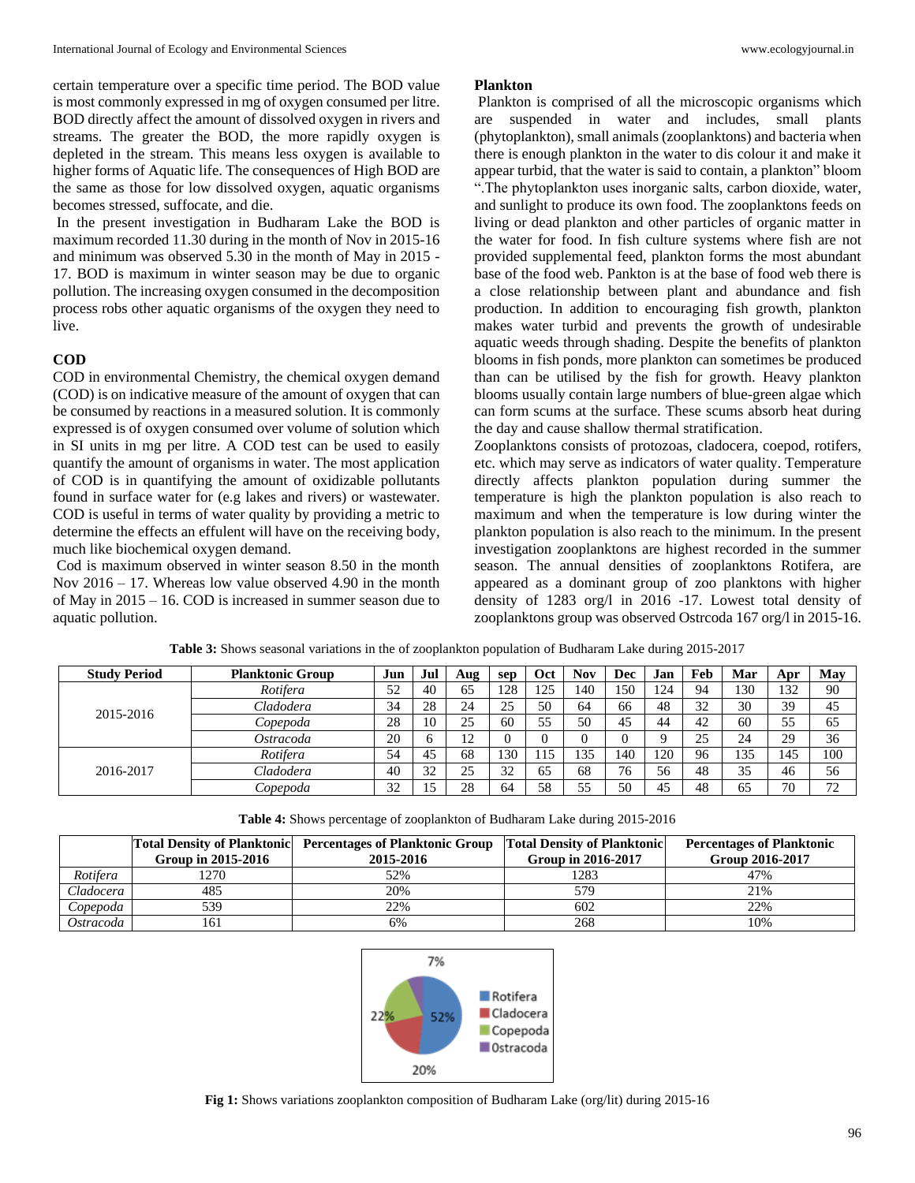certain temperature over a specific time period. The BOD value is most commonly expressed in mg of oxygen consumed per litre. BOD directly affect the amount of dissolved oxygen in rivers and streams. The greater the BOD, the more rapidly oxygen is depleted in the stream. This means less oxygen is available to higher forms of Aquatic life. The consequences of High BOD are the same as those for low dissolved oxygen, aquatic organisms becomes stressed, suffocate, and die.

In the present investigation in Budharam Lake the BOD is maximum recorded 11.30 during in the month of Nov in 2015-16 and minimum was observed 5.30 in the month of May in 2015 - 17. BOD is maximum in winter season may be due to organic pollution. The increasing oxygen consumed in the decomposition process robs other aquatic organisms of the oxygen they need to live.

### COD

COD in environmental Chemistry, the chemical oxygen demand (COD) is on indicative measure of the amount of oxygen that can be consumed by reactions in a measured solution. It is commonly expressed is of oxygen consumed over volume of solution which in SI units in mg per litre. A COD test can be used to easily quantify the amount of organisms in water. The most application of COD is in quantifying the amount of oxidizable pollutants found in surface water for (e.g lakes and rivers) or wastewater. COD is useful in terms of water quality by providing a metric to determine the effects an effulent will have on the receiving body, much like biochemical oxygen demand.

Cod is maximum observed in winter season 8.50 in the month Nov 2016 – 17. Whereas low value observed 4.90 in the month of May in 2015 – 16. COD is increased in summer season due to aquatic pollution.

### Plankton

Plankton is comprised of all the microscopic organisms which are suspended in water and includes, small plants (phytoplankton), small animals (zooplanktons) and bacteria when there is enough plankton in the water to dis colour it and make it appear turbid, that the water is said to contain, a plankton" bloom ".The phytoplankton uses inorganic salts, carbon dioxide, water, and sunlight to produce its own food. The zooplanktons feeds on living or dead plankton and other particles of organic matter in the water for food. In fish culture systems where fish are not provided supplemental feed, plankton forms the most abundant base of the food web. Pankton is at the base of food web there is a close relationship between plant and abundance and fish production. In addition to encouraging fish growth, plankton makes water turbid and prevents the growth of undesirable aquatic weeds through shading. Despite the benefits of plankton blooms in fish ponds, more plankton can sometimes be produced than can be utilised by the fish for growth. Heavy plankton blooms usually contain large numbers of blue-green algae which can form scums at the surface. These scums absorb heat during the day and cause shallow thermal stratification.

Zooplanktons consists of protozoas, cladocera, coepod, rotifers, etc. which may serve as indicators of water quality. Temperature directly affects plankton population during summer the temperature is high the plankton population is also reach to maximum and when the temperature is low during winter the plankton population is also reach to the minimum. In the present investigation zooplanktons are highest recorded in the summer season. The annual densities of zooplanktons Rotifera, are appeared as a dominant group of zoo planktons with higher density of 1283 org/l in 2016 -17. Lowest total density of zooplanktons group was observed Ostrcoda 167 org/l in 2015-16.

**Table 3:** Shows seasonal variations in the of zooplankton population of Budharam Lake during 2015-2017

| Study Period | Planktonic Group | Jun | Jul | Aug | sep | Oct | Nov | Dec | Jan | Feb | Mar | Apr | May |
|---|---|---|---|---|---|---|---|---|---|---|---|---|---|
| 2015-2016 | *Rotifera* | 52 | 40 | 65 | 128 | 125 | 140 | 150 | 124 | 94 | 130 | 132 | 90 |
| | *Cladodera* | 34 | 28 | 24 | 25 | 50 | 64 | 66 | 48 | 32 | 30 | 39 | 45 |
| | *Copepoda* | 28 | 10 | 25 | 60 | 55 | 50 | 45 | 44 | 42 | 60 | 55 | 65 |
| | *Ostracoda* | 20 | 6 | 12 | 0 | 0 | 0 | 0 | 9 | 25 | 24 | 29 | 36 |
| 2016-2017 | *Rotifera* | 54 | 45 | 68 | 130 | 115 | 135 | 140 | 120 | 96 | 135 | 145 | 100 |
| | *Cladodera* | 40 | 32 | 25 | 32 | 65 | 68 | 76 | 56 | 48 | 35 | 46 | 56 |
| | *Copepoda* | 32 | 15 | 28 | 64 | 58 | 55 | 50 | 45 | 48 | 65 | 70 | 72 |

**Table 4:** Shows percentage of zooplankton of Budharam Lake during 2015-2016

| | Total Density of Planktonic Group in 2015-2016 | Percentages of Planktonic Group 2015-2016 | Total Density of Planktonic Group in 2016-2017 | Percentages of Planktonic Group 2016-2017 |
|---|---|---|---|---|
| *Rotifera* | 1270 | 52% | 1283 | 47% |
| *Cladocera* | 485 | 20% | 579 | 21% |
| *Copepoda* | 539 | 22% | 602 | 22% |
| *Ostracoda* | 161 | 6% | 268 | 10% |

**Fig 1:** Shows variations zooplankton composition of Budharam Lake (org/lit) during 2015-16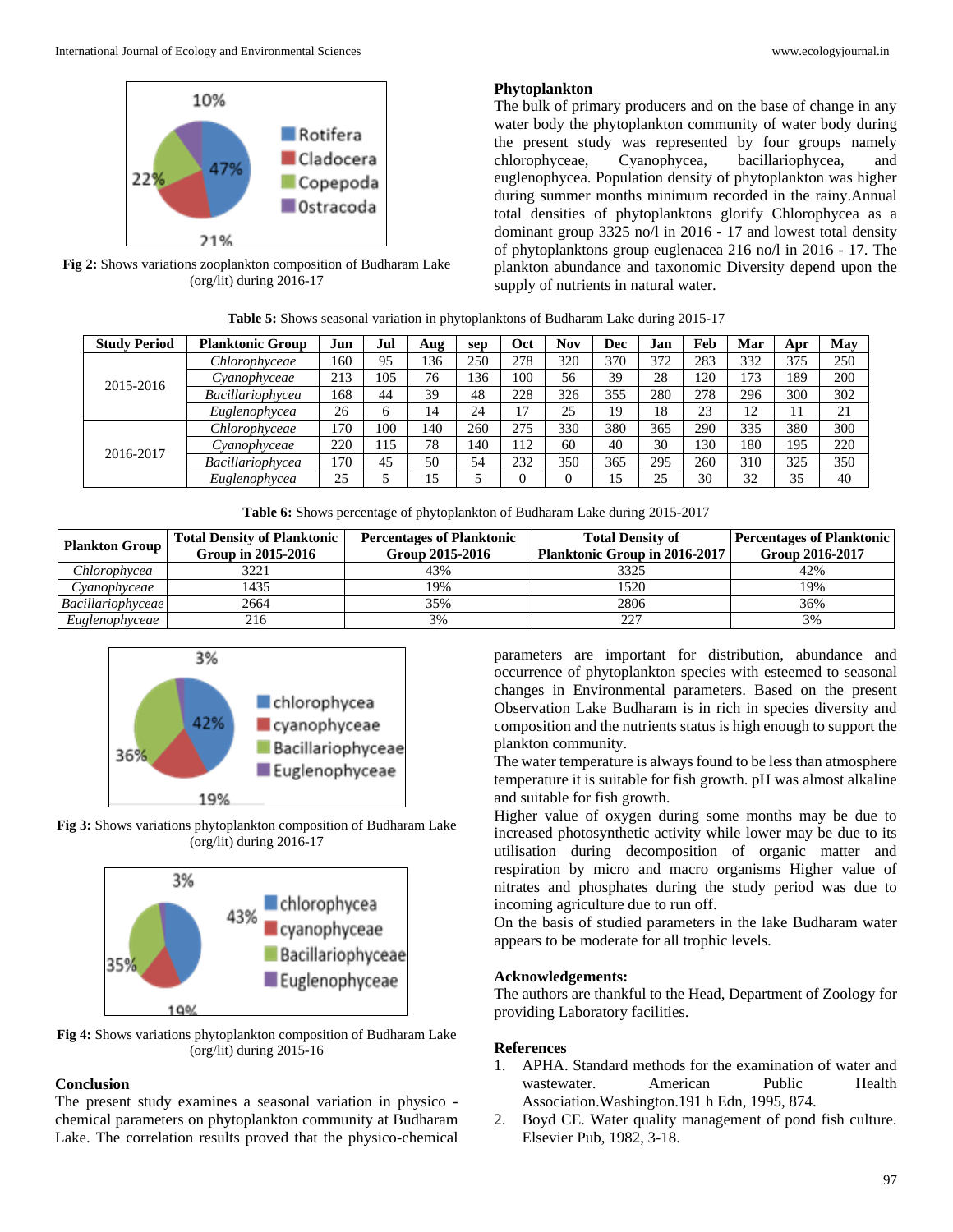Fig 2: Shows variations zooplankton composition of Budharam Lake (org/lit) during 2016-17

## Phytoplankton

The bulk of primary producers and on the base of change in any water body the phytoplankton community of water body during the present study was represented by four groups namely chlorophyceae, Cyanophycea, bacillariophycea, and euglenophycea. Population density of phytoplankton was higher during summer months minimum recorded in the rainy.Annual total densities of phytoplanktons glorify Chlorophycea as a dominant group 3325 no/l in 2016 - 17 and lowest total density of phytoplanktons group euglenacea 216 no/l in 2016 - 17. The plankton abundance and taxonomic Diversity depend upon the supply of nutrients in natural water.

**Table 5:** Shows seasonal variation in phytoplanktons of Budharam Lake during 2015-17

| Study Period | Planktonic Group | Jun | Jul | Aug | sep | Oct | Nov | Dec | Jan | Feb | Mar | Apr | May |
|---|---|---|---|---|---|---|---|---|---|---|---|---|---|
| 2015-2016 | *Chlorophyceae* | 160 | 95 | 136 | 250 | 278 | 320 | 370 | 372 | 283 | 332 | 375 | 250 |
| | *Cyanophyceae* | 213 | 105 | 76 | 136 | 100 | 56 | 39 | 28 | 120 | 173 | 189 | 200 |
| | *Bacillariophycea* | 168 | 44 | 39 | 48 | 228 | 326 | 355 | 280 | 278 | 296 | 300 | 302 |
| | *Euglenophycea* | 26 | 6 | 14 | 24 | 17 | 25 | 19 | 18 | 23 | 12 | 11 | 21 |
| 2016-2017 | *Chlorophyceae* | 170 | 100 | 140 | 260 | 275 | 330 | 380 | 365 | 290 | 335 | 380 | 300 |
| | *Cyanophyceae* | 220 | 115 | 78 | 140 | 112 | 60 | 40 | 30 | 130 | 180 | 195 | 220 |
| | *Bacillariophycea* | 170 | 45 | 50 | 54 | 232 | 350 | 365 | 295 | 260 | 310 | 325 | 350 |
| | *Euglenophycea* | 25 | 5 | 15 | 5 | 0 | 0 | 15 | 25 | 30 | 32 | 35 | 40 |

**Table 6:** Shows percentage of phytoplankton of Budharam Lake during 2015-2017

| Plankton Group | Total Density of Planktonic Group in 2015-2016 | Percentages of Planktonic Group 2015-2016 | Total Density of Planktonic Group in 2016-2017 | Percentages of Planktonic Group 2016-2017 |
|---|---|---|---|---|
| *Chlorophyceae* | 3221 | 43% | 3325 | 42% |
| *Cyanophyceae* | 1435 | 19% | 1520 | 19% |
| *Bacillariophyceae* | 2664 | 35% | 2806 | 36% |
| *Euglenophyceae* | 216 | 3% | 227 | 3% |

Fig 3: Shows variations phytoplankton composition of Budharam Lake (org/lit) during 2016-17

Fig 4: Shows variations phytoplankton composition of Budharam Lake (org/lit) during 2015-16

## Conclusion

The present study examines a seasonal variation in physico - chemical parameters on phytoplankton community at Budharam Lake. The correlation results proved that the physico-chemical parameters are important for distribution, abundance and occurrence of phytoplankton species with esteemed to seasonal changes in Environmental parameters. Based on the present Observation Lake Budharam is in rich in species diversity and composition and the nutrients status is high enough to support the plankton community.

The water temperature is always found to be less than atmosphere temperature it is suitable for fish growth. pH was almost alkaline and suitable for fish growth.

Higher value of oxygen during some months may be due to increased photosynthetic activity while lower may be due to its utilisation during decomposition of organic matter and respiration by micro and macro organisms Higher value of nitrates and phosphates during the study period was due to incoming agriculture due to run off.

On the basis of studied parameters in the lake Budharam water appears to be moderate for all trophic levels.

## Acknowledgements:

The authors are thankful to the Head, Department of Zoology for providing Laboratory facilities.

## References

1. APHA. Standard methods for the examination of water and wastewater. American Public Health Association.Washington.191 h Edn, 1995, 874.
2. Boyd CE. Water quality management of pond fish culture. Elsevier Pub, 1982, 3-18.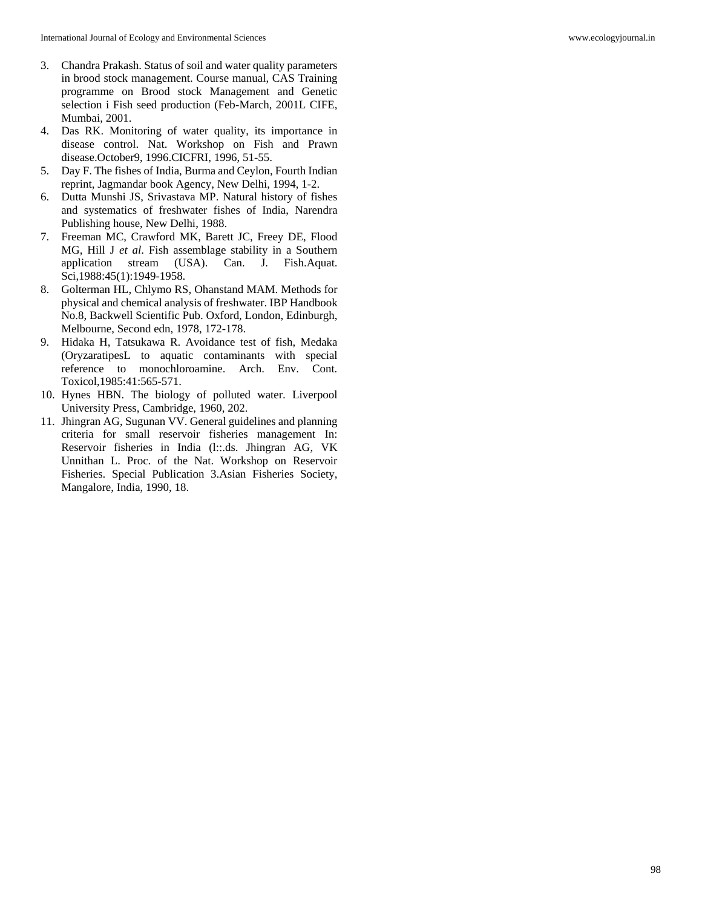3. Chandra Prakash. Status of soil and water quality parameters in brood stock management. Course manual, CAS Training programme on Brood stock Management and Genetic selection i Fish seed production (Feb-March, 2001L CIFE, Mumbai, 2001.
4. Das RK. Monitoring of water quality, its importance in disease control. Nat. Workshop on Fish and Prawn disease.October9, 1996.CICFRI, 1996, 51-55.
5. Day F. The fishes of India, Burma and Ceylon, Fourth Indian reprint, Jagmandar book Agency, New Delhi, 1994, 1-2.
6. Dutta Munshi JS, Srivastava MP. Natural history of fishes and systematics of freshwater fishes of India, Narendra Publishing house, New Delhi, 1988.
7. Freeman MC, Crawford MK, Barett JC, Freey DE, Flood MG, Hill J *et al*. Fish assemblage stability in a Southern application stream (USA). Can. J. Fish.Aquat. Sci,1988:45(1):1949-1958.
8. Golterman HL, Chlymo RS, Ohanstand MAM. Methods for physical and chemical analysis of freshwater. IBP Handbook No.8, Backwell Scientific Pub. Oxford, London, Edinburgh, Melbourne, Second edn, 1978, 172-178.
9. Hidaka H, Tatsukawa R. Avoidance test of fish, Medaka (OryzaratipesL to aquatic contaminants with special reference to monochloroamine. Arch. Env. Cont. Toxicol,1985:41:565-571.
10. Hynes HBN. The biology of polluted water. Liverpool University Press, Cambridge, 1960, 202.
11. Jhingran AG, Sugunan VV. General guidelines and planning criteria for small reservoir fisheries management In: Reservoir fisheries in India (l::.ds. Jhingran AG, VK Unnithan L. Proc. of the Nat. Workshop on Reservoir Fisheries. Special Publication 3.Asian Fisheries Society, Mangalore, India, 1990, 18.